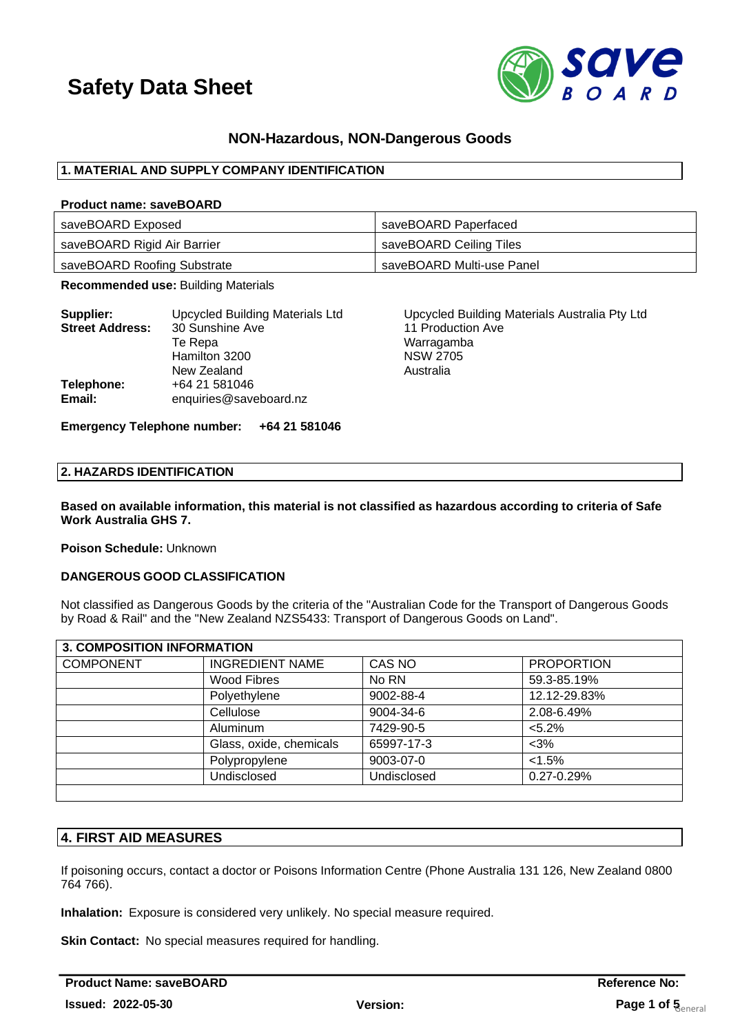# Safety Data Sheet

## NON-Hazardous, NON-Dangerous Goods

## 1. MATERIAL AND SUPPLY COMPANY IDENTIFICATION

**Product name: saveBOARD**

| | |
|---|---|
| saveBOARD Exposed | saveBOARD Paperfaced |
| saveBOARD Rigid Air Barrier | saveBOARD Ceiling Tiles |
| saveBOARD Roofing Substrate | saveBOARD Multi-use Panel |

**Recommended use:** Building Materials

**Supplier:** Upcycled Building Materials Ltd
**Street Address:** 30 Sunshine Ave
Te Repa
Hamilton 3200
New Zealand
**Telephone:** +64 21 581046
**Email:** enquiries@saveboard.nz

Upcycled Building Materials Australia Pty Ltd
11 Production Ave
Warragamba
NSW 2705
Australia

**Emergency Telephone number: +64 21 581046**

## 2. HAZARDS IDENTIFICATION

**Based on available information, this material is not classified as hazardous according to criteria of Safe Work Australia GHS 7.**

**Poison Schedule:** Unknown

**DANGEROUS GOOD CLASSIFICATION**

Not classified as Dangerous Goods by the criteria of the "Australian Code for the Transport of Dangerous Goods by Road & Rail" and the "New Zealand NZS5433: Transport of Dangerous Goods on Land".

## 3. COMPOSITION INFORMATION

| COMPONENT | INGREDIENT NAME | CAS NO | PROPORTION |
|---|---|---|---|
| | Wood Fibres | No RN | 59.3-85.19% |
| | Polyethylene | 9002-88-4 | 12.12-29.83% |
| | Cellulose | 9004-34-6 | 2.08-6.49% |
| | Aluminum | 7429-90-5 | <5.2% |
| | Glass, oxide, chemicals | 65997-17-3 | <3% |
| | Polypropylene | 9003-07-0 | <1.5% |
| | Undisclosed | Undisclosed | 0.27-0.29% |

## 4. FIRST AID MEASURES

If poisoning occurs, contact a doctor or Poisons Information Centre (Phone Australia 131 126, New Zealand 0800 764 766).

**Inhalation:** Exposure is considered very unlikely. No special measure required.

**Skin Contact:** No special measures required for handling.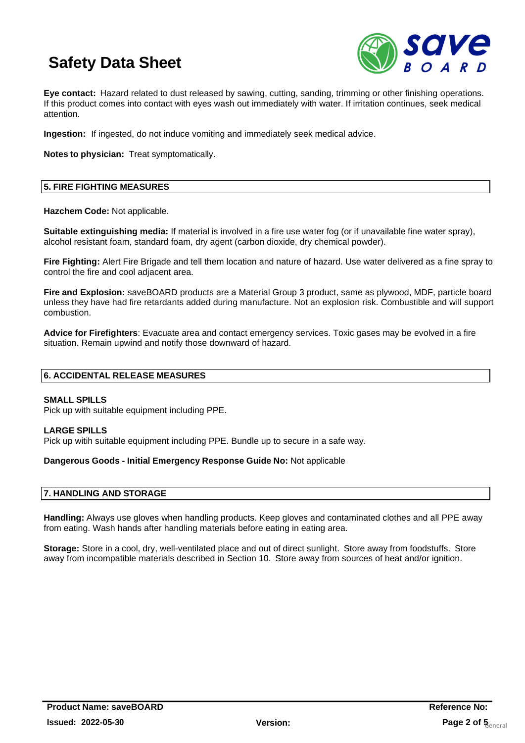**Eye contact:** Hazard related to dust released by sawing, cutting, sanding, trimming or other finishing operations. If this product comes into contact with eyes wash out immediately with water. If irritation continues, seek medical attention.

**Ingestion:** If ingested, do not induce vomiting and immediately seek medical advice.

**Notes to physician:** Treat symptomatically.

## 5. FIRE FIGHTING MEASURES

**Hazchem Code:** Not applicable.

**Suitable extinguishing media:** If material is involved in a fire use water fog (or if unavailable fine water spray), alcohol resistant foam, standard foam, dry agent (carbon dioxide, dry chemical powder).

**Fire Fighting:** Alert Fire Brigade and tell them location and nature of hazard. Use water delivered as a fine spray to control the fire and cool adjacent area.

**Fire and Explosion:** saveBOARD products are a Material Group 3 product, same as plywood, MDF, particle board unless they have had fire retardants added during manufacture. Not an explosion risk. Combustible and will support combustion.

**Advice for Firefighters**: Evacuate area and contact emergency services. Toxic gases may be evolved in a fire situation. Remain upwind and notify those downward of hazard.

## 6. ACCIDENTAL RELEASE MEASURES

**SMALL SPILLS**
Pick up with suitable equipment including PPE.

**LARGE SPILLS**
Pick up witih suitable equipment including PPE. Bundle up to secure in a safe way.

**Dangerous Goods - Initial Emergency Response Guide No:** Not applicable

## 7. HANDLING AND STORAGE

**Handling:** Always use gloves when handling products. Keep gloves and contaminated clothes and all PPE away from eating. Wash hands after handling materials before eating in eating area.

**Storage:** Store in a cool, dry, well-ventilated place and out of direct sunlight. Store away from foodstuffs. Store away from incompatible materials described in Section 10. Store away from sources of heat and/or ignition.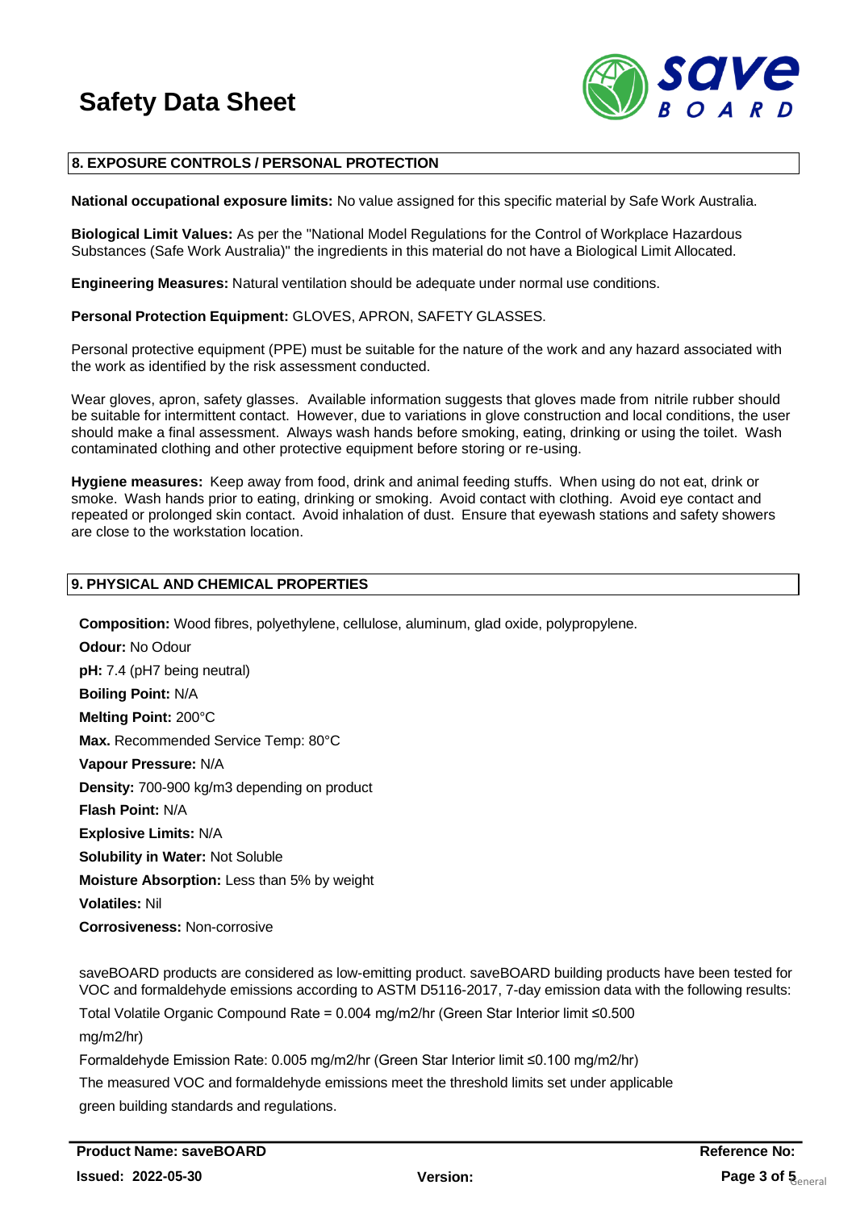## 8. EXPOSURE CONTROLS / PERSONAL PROTECTION

**National occupational exposure limits:** No value assigned for this specific material by Safe Work Australia.

**Biological Limit Values:** As per the "National Model Regulations for the Control of Workplace Hazardous Substances (Safe Work Australia)" the ingredients in this material do not have a Biological Limit Allocated.

**Engineering Measures:** Natural ventilation should be adequate under normal use conditions.

**Personal Protection Equipment:** GLOVES, APRON, SAFETY GLASSES.

Personal protective equipment (PPE) must be suitable for the nature of the work and any hazard associated with the work as identified by the risk assessment conducted.

Wear gloves, apron, safety glasses. Available information suggests that gloves made from nitrile rubber should be suitable for intermittent contact. However, due to variations in glove construction and local conditions, the user should make a final assessment. Always wash hands before smoking, eating, drinking or using the toilet. Wash contaminated clothing and other protective equipment before storing or re-using.

**Hygiene measures:** Keep away from food, drink and animal feeding stuffs. When using do not eat, drink or smoke. Wash hands prior to eating, drinking or smoking. Avoid contact with clothing. Avoid eye contact and repeated or prolonged skin contact. Avoid inhalation of dust. Ensure that eyewash stations and safety showers are close to the workstation location.

## 9. PHYSICAL AND CHEMICAL PROPERTIES

**Composition:** Wood fibres, polyethylene, cellulose, aluminum, glad oxide, polypropylene.

**Odour:** No Odour

**pH:** 7.4 (pH7 being neutral)

**Boiling Point:** N/A

**Melting Point:** 200°C

**Max.** Recommended Service Temp: 80°C

**Vapour Pressure:** N/A

**Density:** 700-900 kg/m3 depending on product

**Flash Point:** N/A

**Explosive Limits:** N/A

**Solubility in Water:** Not Soluble

**Moisture Absorption:** Less than 5% by weight

**Volatiles:** Nil

**Corrosiveness:** Non-corrosive

saveBOARD products are considered as low-emitting product. saveBOARD building products have been tested for VOC and formaldehyde emissions according to ASTM D5116-2017, 7-day emission data with the following results:

Total Volatile Organic Compound Rate = 0.004 mg/m2/hr (Green Star Interior limit ≤0.500 mg/m2/hr)

Formaldehyde Emission Rate: 0.005 mg/m2/hr (Green Star Interior limit ≤0.100 mg/m2/hr)

The measured VOC and formaldehyde emissions meet the threshold limits set under applicable green building standards and regulations.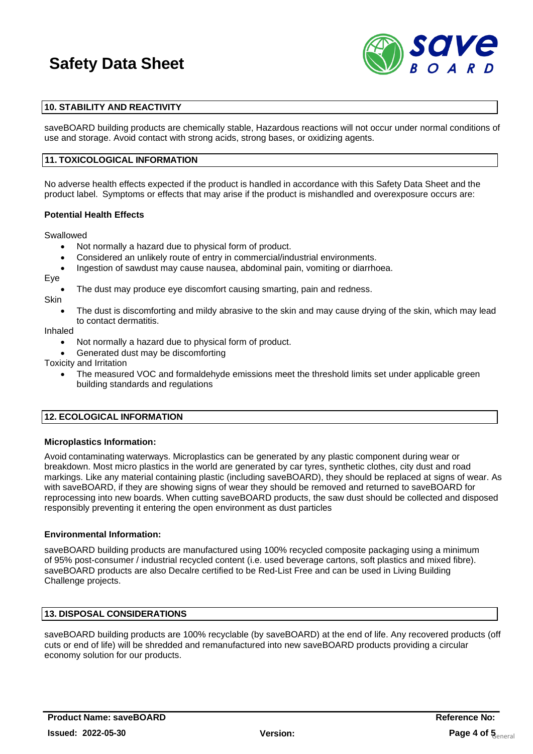## 10. STABILITY AND REACTIVITY

saveBOARD building products are chemically stable, Hazardous reactions will not occur under normal conditions of use and storage. Avoid contact with strong acids, strong bases, or oxidizing agents.

## 11. TOXICOLOGICAL INFORMATION

No adverse health effects expected if the product is handled in accordance with this Safety Data Sheet and the product label. Symptoms or effects that may arise if the product is mishandled and overexposure occurs are:

**Potential Health Effects**

Swallowed

- Not normally a hazard due to physical form of product.
- Considered an unlikely route of entry in commercial/industrial environments.
- Ingestion of sawdust may cause nausea, abdominal pain, vomiting or diarrhoea.

Eye

- The dust may produce eye discomfort causing smarting, pain and redness.

Skin

- The dust is discomforting and mildy abrasive to the skin and may cause drying of the skin, which may lead to contact dermatitis.

Inhaled

- Not normally a hazard due to physical form of product.
- Generated dust may be discomforting

Toxicity and Irritation

- The measured VOC and formaldehyde emissions meet the threshold limits set under applicable green building standards and regulations

## 12. ECOLOGICAL INFORMATION

**Microplastics Information:**

Avoid contaminating waterways. Microplastics can be generated by any plastic component during wear or breakdown. Most micro plastics in the world are generated by car tyres, synthetic clothes, city dust and road markings. Like any material containing plastic (including saveBOARD), they should be replaced at signs of wear. As with saveBOARD, if they are showing signs of wear they should be removed and returned to saveBOARD for reprocessing into new boards. When cutting saveBOARD products, the saw dust should be collected and disposed responsibly preventing it entering the open environment as dust particles

**Environmental Information:**

saveBOARD building products are manufactured using 100% recycled composite packaging using a minimum of 95% post-consumer / industrial recycled content (i.e. used beverage cartons, soft plastics and mixed fibre). saveBOARD products are also Decalre certified to be Red-List Free and can be used in Living Building Challenge projects.

## 13. DISPOSAL CONSIDERATIONS

saveBOARD building products are 100% recyclable (by saveBOARD) at the end of life. Any recovered products (off cuts or end of life) will be shredded and remanufactured into new saveBOARD products providing a circular economy solution for our products.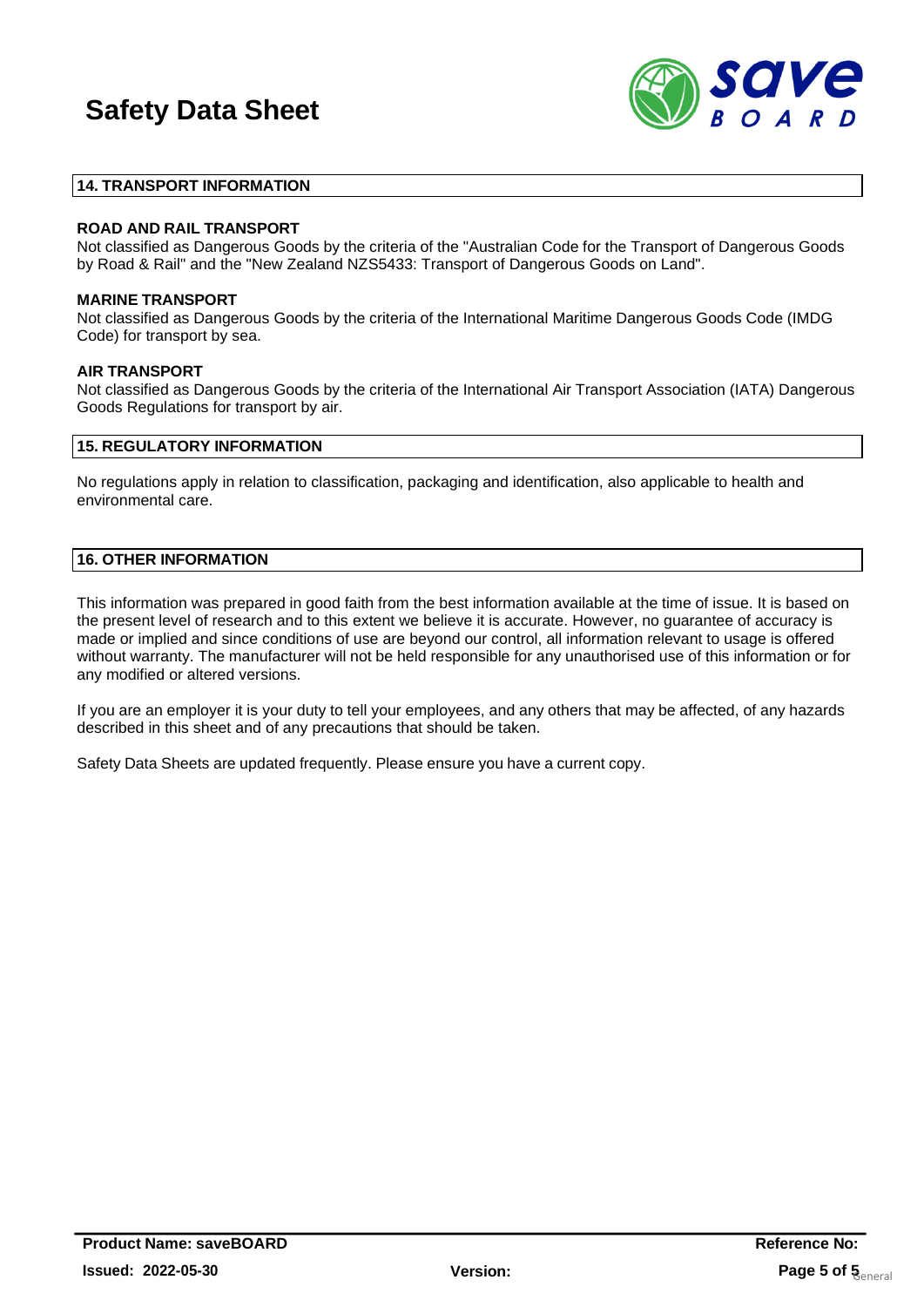## 14. TRANSPORT INFORMATION

**ROAD AND RAIL TRANSPORT**

Not classified as Dangerous Goods by the criteria of the "Australian Code for the Transport of Dangerous Goods by Road & Rail" and the "New Zealand NZS5433: Transport of Dangerous Goods on Land".

**MARINE TRANSPORT**

Not classified as Dangerous Goods by the criteria of the International Maritime Dangerous Goods Code (IMDG Code) for transport by sea.

**AIR TRANSPORT**

Not classified as Dangerous Goods by the criteria of the International Air Transport Association (IATA) Dangerous Goods Regulations for transport by air.

## 15. REGULATORY INFORMATION

No regulations apply in relation to classification, packaging and identification, also applicable to health and environmental care.

## 16. OTHER INFORMATION

This information was prepared in good faith from the best information available at the time of issue. It is based on the present level of research and to this extent we believe it is accurate. However, no guarantee of accuracy is made or implied and since conditions of use are beyond our control, all information relevant to usage is offered without warranty. The manufacturer will not be held responsible for any unauthorised use of this information or for any modified or altered versions.

If you are an employer it is your duty to tell your employees, and any others that may be affected, of any hazards described in this sheet and of any precautions that should be taken.

Safety Data Sheets are updated frequently. Please ensure you have a current copy.